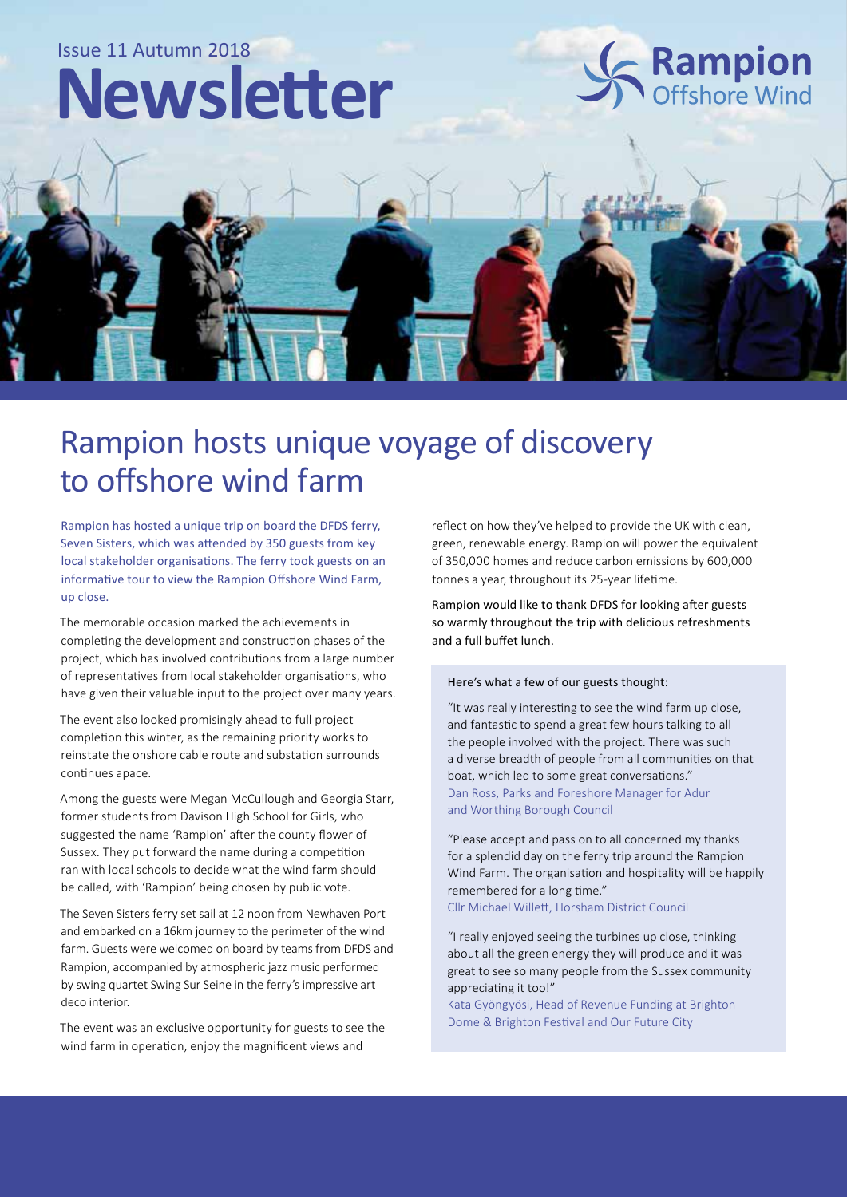Issue 11 Autumn 2018

# Newsletter

Rampion Offshore Wind

## Rampion hosts unique voyage of discovery to offshore wind farm

Rampion has hosted a unique trip on board the DFDS ferry, Seven Sisters, which was attended by 350 guests from key local stakeholder organisations. The ferry took guests on an informative tour to view the Rampion Offshore Wind Farm, up close.

The memorable occasion marked the achievements in completing the development and construction phases of the project, which has involved contributions from a large number of representatives from local stakeholder organisations, who have given their valuable input to the project over many years.

The event also looked promisingly ahead to full project completion this winter, as the remaining priority works to reinstate the onshore cable route and substation surrounds continues apace.

Among the guests were Megan McCullough and Georgia Starr, former students from Davison High School for Girls, who suggested the name 'Rampion' after the county flower of Sussex. They put forward the name during a competition ran with local schools to decide what the wind farm should be called, with 'Rampion' being chosen by public vote.

The Seven Sisters ferry set sail at 12 noon from Newhaven Port and embarked on a 16km journey to the perimeter of the wind farm. Guests were welcomed on board by teams from DFDS and Rampion, accompanied by atmospheric jazz music performed by swing quartet Swing Sur Seine in the ferry's impressive art deco interior.

The event was an exclusive opportunity for guests to see the wind farm in operation, enjoy the magnificent views and reflect on how they've helped to provide the UK with clean, green, renewable energy. Rampion will power the equivalent of 350,000 homes and reduce carbon emissions by 600,000 tonnes a year, throughout its 25-year lifetime.

Rampion would like to thank DFDS for looking after guests so warmly throughout the trip with delicious refreshments and a full buffet lunch.

Here's what a few of our guests thought:

"It was really interesting to see the wind farm up close, and fantastic to spend a great few hours talking to all the people involved with the project. There was such a diverse breadth of people from all communities on that boat, which led to some great conversations."
Dan Ross, Parks and Foreshore Manager for Adur and Worthing Borough Council

"Please accept and pass on to all concerned my thanks for a splendid day on the ferry trip around the Rampion Wind Farm. The organisation and hospitality will be happily remembered for a long time."
Cllr Michael Willett, Horsham District Council

"I really enjoyed seeing the turbines up close, thinking about all the green energy they will produce and it was great to see so many people from the Sussex community appreciating it too!"
Kata Gyöngyösi, Head of Revenue Funding at Brighton Dome & Brighton Festival and Our Future City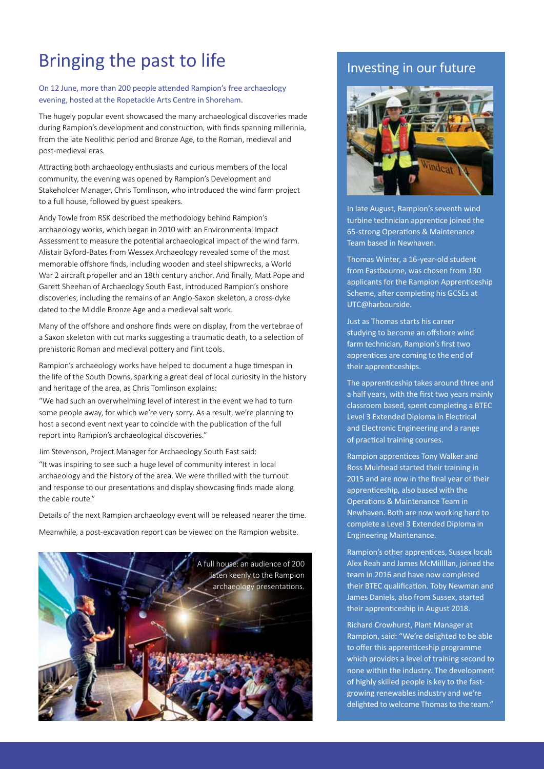# Bringing the past to life

On 12 June, more than 200 people attended Rampion's free archaeology evening, hosted at the Ropetackle Arts Centre in Shoreham.

The hugely popular event showcased the many archaeological discoveries made during Rampion's development and construction, with finds spanning millennia, from the late Neolithic period and Bronze Age, to the Roman, medieval and post-medieval eras.

Attracting both archaeology enthusiasts and curious members of the local community, the evening was opened by Rampion's Development and Stakeholder Manager, Chris Tomlinson, who introduced the wind farm project to a full house, followed by guest speakers.

Andy Towle from RSK described the methodology behind Rampion's archaeology works, which began in 2010 with an Environmental Impact Assessment to measure the potential archaeological impact of the wind farm. Alistair Byford-Bates from Wessex Archaeology revealed some of the most memorable offshore finds, including wooden and steel shipwrecks, a World War 2 aircraft propeller and an 18th century anchor. And finally, Matt Pope and Garett Sheehan of Archaeology South East, introduced Rampion's onshore discoveries, including the remains of an Anglo-Saxon skeleton, a cross-dyke dated to the Middle Bronze Age and a medieval salt work.

Many of the offshore and onshore finds were on display, from the vertebrae of a Saxon skeleton with cut marks suggesting a traumatic death, to a selection of prehistoric Roman and medieval pottery and flint tools.

Rampion's archaeology works have helped to document a huge timespan in the life of the South Downs, sparking a great deal of local curiosity in the history and heritage of the area, as Chris Tomlinson explains:

"We had such an overwhelming level of interest in the event we had to turn some people away, for which we're very sorry. As a result, we're planning to host a second event next year to coincide with the publication of the full report into Rampion's archaeological discoveries."

Jim Stevenson, Project Manager for Archaeology South East said:

"It was inspiring to see such a huge level of community interest in local archaeology and the history of the area. We were thrilled with the turnout and response to our presentations and display showcasing finds made along the cable route."

Details of the next Rampion archaeology event will be released nearer the time.

Meanwhile, a post-excavation report can be viewed on the Rampion website.

A full house: an audience of 200 listen keenly to the Rampion archaeology presentations.

## Investing in our future

In late August, Rampion's seventh wind turbine technician apprentice joined the 65-strong Operations & Maintenance Team based in Newhaven.

Thomas Winter, a 16-year-old student from Eastbourne, was chosen from 130 applicants for the Rampion Apprenticeship Scheme, after completing his GCSEs at UTC@harbourside.

Just as Thomas starts his career studying to become an offshore wind farm technician, Rampion's first two apprentices are coming to the end of their apprenticeships.

The apprenticeship takes around three and a half years, with the first two years mainly classroom based, spent completing a BTEC Level 3 Extended Diploma in Electrical and Electronic Engineering and a range of practical training courses.

Rampion apprentices Tony Walker and Ross Muirhead started their training in 2015 and are now in the final year of their apprenticeship, also based with the Operations & Maintenance Team in Newhaven. Both are now working hard to complete a Level 3 Extended Diploma in Engineering Maintenance.

Rampion's other apprentices, Sussex locals Alex Reah and James McMillllan, joined the team in 2016 and have now completed their BTEC qualification. Toby Newman and James Daniels, also from Sussex, started their apprenticeship in August 2018.

Richard Crowhurst, Plant Manager at Rampion, said: "We're delighted to be able to offer this apprenticeship programme which provides a level of training second to none within the industry. The development of highly skilled people is key to the fast-growing renewables industry and we're delighted to welcome Thomas to the team."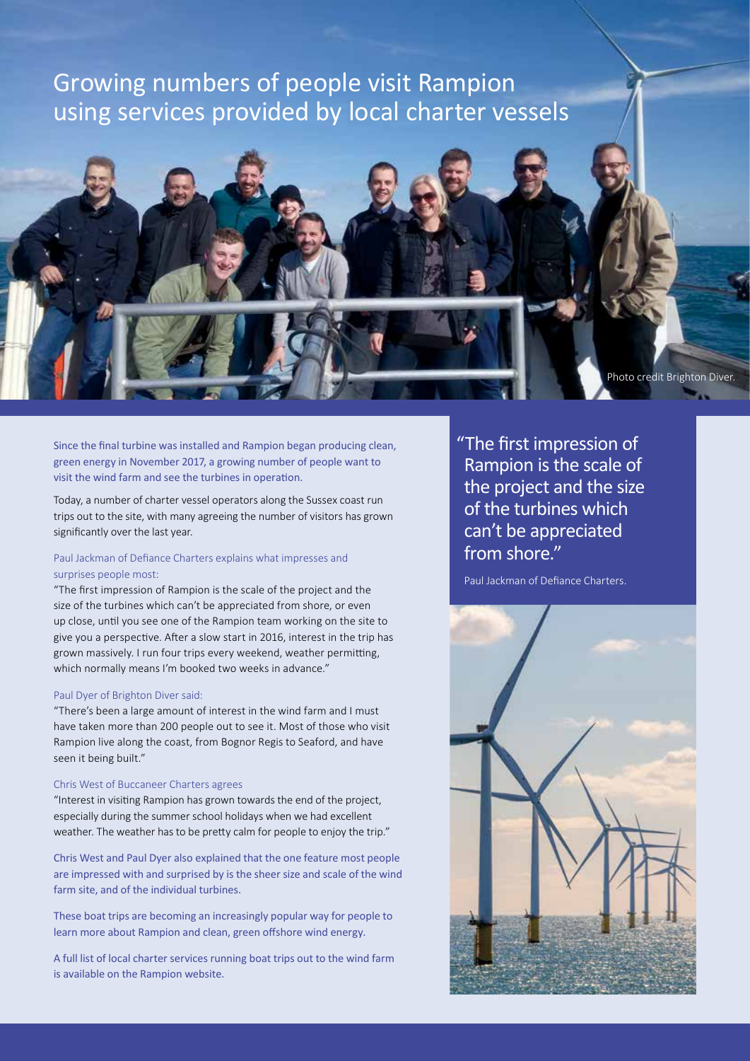# Growing numbers of people visit Rampion using services provided by local charter vessels

Photo credit Brighton Diver.

Since the final turbine was installed and Rampion began producing clean, green energy in November 2017, a growing number of people want to visit the wind farm and see the turbines in operation.

Today, a number of charter vessel operators along the Sussex coast run trips out to the site, with many agreeing the number of visitors has grown significantly over the last year.

Paul Jackman of Defiance Charters explains what impresses and surprises people most:

"The first impression of Rampion is the scale of the project and the size of the turbines which can't be appreciated from shore, or even up close, until you see one of the Rampion team working on the site to give you a perspective. After a slow start in 2016, interest in the trip has grown massively. I run four trips every weekend, weather permitting, which normally means I'm booked two weeks in advance."

Paul Dyer of Brighton Diver said:

"There's been a large amount of interest in the wind farm and I must have taken more than 200 people out to see it. Most of those who visit Rampion live along the coast, from Bognor Regis to Seaford, and have seen it being built."

Chris West of Buccaneer Charters agrees

"Interest in visiting Rampion has grown towards the end of the project, especially during the summer school holidays when we had excellent weather. The weather has to be pretty calm for people to enjoy the trip."

Chris West and Paul Dyer also explained that the one feature most people are impressed with and surprised by is the sheer size and scale of the wind farm site, and of the individual turbines.

These boat trips are becoming an increasingly popular way for people to learn more about Rampion and clean, green offshore wind energy.

A full list of local charter services running boat trips out to the wind farm is available on the Rampion website.

> "The first impression of Rampion is the scale of the project and the size of the turbines which can't be appreciated from shore."
>
> Paul Jackman of Defiance Charters.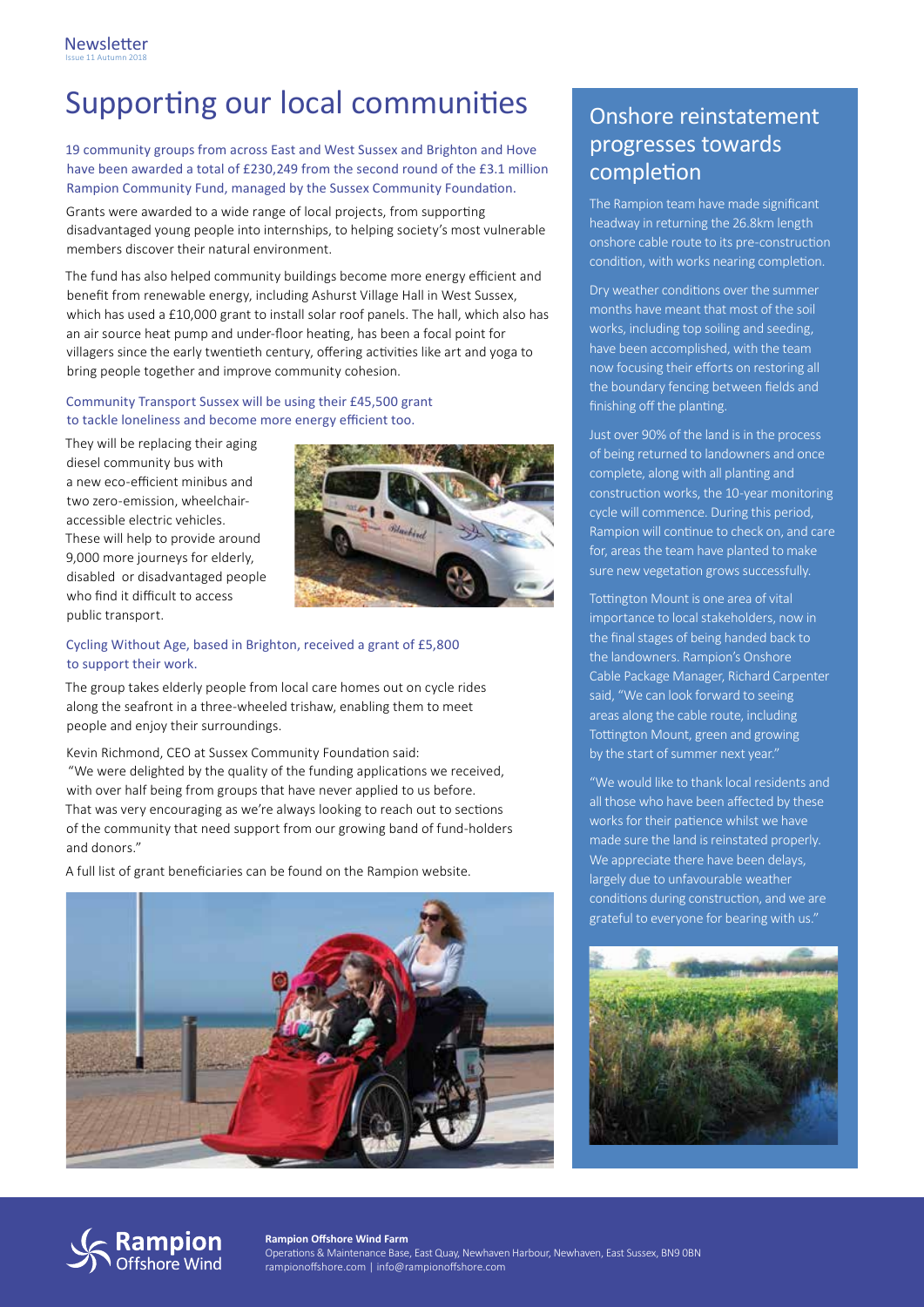# Supporting our local communities

19 community groups from across East and West Sussex and Brighton and Hove have been awarded a total of £230,249 from the second round of the £3.1 million Rampion Community Fund, managed by the Sussex Community Foundation.

Grants were awarded to a wide range of local projects, from supporting disadvantaged young people into internships, to helping society's most vulnerable members discover their natural environment.

The fund has also helped community buildings become more energy efficient and benefit from renewable energy, including Ashurst Village Hall in West Sussex, which has used a £10,000 grant to install solar roof panels. The hall, which also has an air source heat pump and under-floor heating, has been a focal point for villagers since the early twentieth century, offering activities like art and yoga to bring people together and improve community cohesion.

Community Transport Sussex will be using their £45,500 grant to tackle loneliness and become more energy efficient too.

They will be replacing their aging diesel community bus with a new eco-efficient minibus and two zero-emission, wheelchair-accessible electric vehicles. These will help to provide around 9,000 more journeys for elderly, disabled or disadvantaged people who find it difficult to access public transport.

Cycling Without Age, based in Brighton, received a grant of £5,800 to support their work.

The group takes elderly people from local care homes out on cycle rides along the seafront in a three-wheeled trishaw, enabling them to meet people and enjoy their surroundings.

Kevin Richmond, CEO at Sussex Community Foundation said: "We were delighted by the quality of the funding applications we received, with over half being from groups that have never applied to us before. That was very encouraging as we're always looking to reach out to sections of the community that need support from our growing band of fund-holders and donors."

A full list of grant beneficiaries can be found on the Rampion website.

## Onshore reinstatement progresses towards completion

The Rampion team have made significant headway in returning the 26.8km length onshore cable route to its pre-construction condition, with works nearing completion.

Dry weather conditions over the summer months have meant that most of the soil works, including top soiling and seeding, have been accomplished, with the team now focusing their efforts on restoring all the boundary fencing between fields and finishing off the planting.

Just over 90% of the land is in the process of being returned to landowners and once complete, along with all planting and construction works, the 10-year monitoring cycle will commence. During this period, Rampion will continue to check on, and care for, areas the team have planted to make sure new vegetation grows successfully.

Tottington Mount is one area of vital importance to local stakeholders, now in the final stages of being handed back to the landowners. Rampion's Onshore Cable Package Manager, Richard Carpenter said, "We can look forward to seeing areas along the cable route, including Tottington Mount, green and growing by the start of summer next year."

"We would like to thank local residents and all those who have been affected by these works for their patience whilst we have made sure the land is reinstated properly. We appreciate there have been delays, largely due to unfavourable weather conditions during construction, and we are grateful to everyone for bearing with us."

**Rampion Offshore Wind Farm**
Operations & Maintenance Base, East Quay, Newhaven Harbour, Newhaven, East Sussex, BN9 0BN
rampionoffshore.com | info@rampionoffshore.com